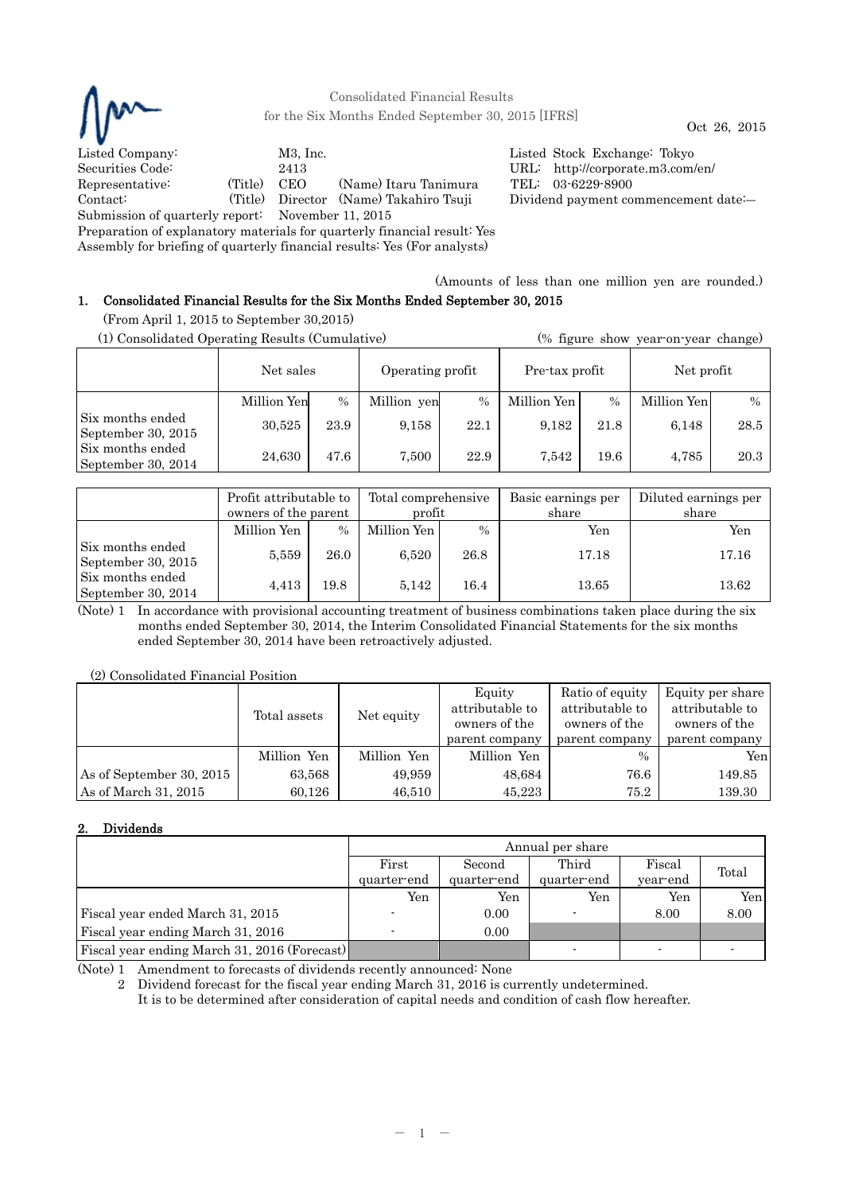Consolidated Financial Results
for the Six Months Ended September 30, 2015 [IFRS]

Oct 26, 2015

| | | |
|---|---|---|
| Listed Company: | M3, Inc. | Listed Stock Exchange: Tokyo |
| Securities Code: | 2413 | URL: http://corporate.m3.com/en/ |
| Representative: | (Title) CEO (Name) Itaru Tanimura | TEL: 03-6229-8900 |
| Contact: | (Title) Director (Name) Takahiro Tsuji | Dividend payment commencement date:— |
| Submission of quarterly report: | November 11, 2015 | |

Preparation of explanatory materials for quarterly financial result: Yes
Assembly for briefing of quarterly financial results: Yes (For analysts)

(Amounts of less than one million yen are rounded.)

## 1. Consolidated Financial Results for the Six Months Ended September 30, 2015

(From April 1, 2015 to September 30,2015)

(1) Consolidated Operating Results (Cumulative) (% figure show year-on-year change)

| | Net sales | | Operating profit | | Pre-tax profit | | Net profit | |
|---|---|---|---|---|---|---|---|---|
| | Million Yen | % | Million yen | % | Million Yen | % | Million Yen | % |
| Six months ended September 30, 2015 | 30,525 | 23.9 | 9,158 | 22.1 | 9,182 | 21.8 | 6,148 | 28.5 |
| Six months ended September 30, 2014 | 24,630 | 47.6 | 7,500 | 22.9 | 7,542 | 19.6 | 4,785 | 20.3 |

| | Profit attributable to owners of the parent | | Total comprehensive profit | | Basic earnings per share | Diluted earnings per share |
|---|---|---|---|---|---|---|
| | Million Yen | % | Million Yen | % | Yen | Yen |
| Six months ended September 30, 2015 | 5,559 | 26.0 | 6,520 | 26.8 | 17.18 | 17.16 |
| Six months ended September 30, 2014 | 4,413 | 19.8 | 5,142 | 16.4 | 13.65 | 13.62 |

(Note) 1 In accordance with provisional accounting treatment of business combinations taken place during the six months ended September 30, 2014, the Interim Consolidated Financial Statements for the six months ended September 30, 2014 have been retroactively adjusted.

(2) Consolidated Financial Position

| | Total assets | Net equity | Equity attributable to owners of the parent company | Ratio of equity attributable to owners of the parent company | Equity per share attributable to owners of the parent company |
|---|---|---|---|---|---|
| | Million Yen | Million Yen | Million Yen | % | Yen |
| As of September 30, 2015 | 63,568 | 49,959 | 48,684 | 76.6 | 149.85 |
| As of March 31, 2015 | 60,126 | 46,510 | 45,223 | 75.2 | 139.30 |

## 2. Dividends

| | Annual per share | | | | |
|---|---|---|---|---|---|
| | First quarter-end | Second quarter-end | Third quarter-end | Fiscal year-end | Total |
| | Yen | Yen | Yen | Yen | Yen |
| Fiscal year ended March 31, 2015 | - | 0.00 | - | 8.00 | 8.00 |
| Fiscal year ending March 31, 2016 | - | 0.00 | | | |
| Fiscal year ending March 31, 2016 (Forecast) | | | - | - | - |

(Note) 1 Amendment to forecasts of dividends recently announced: None

2 Dividend forecast for the fiscal year ending March 31, 2016 is currently undetermined.
It is to be determined after consideration of capital needs and condition of cash flow hereafter.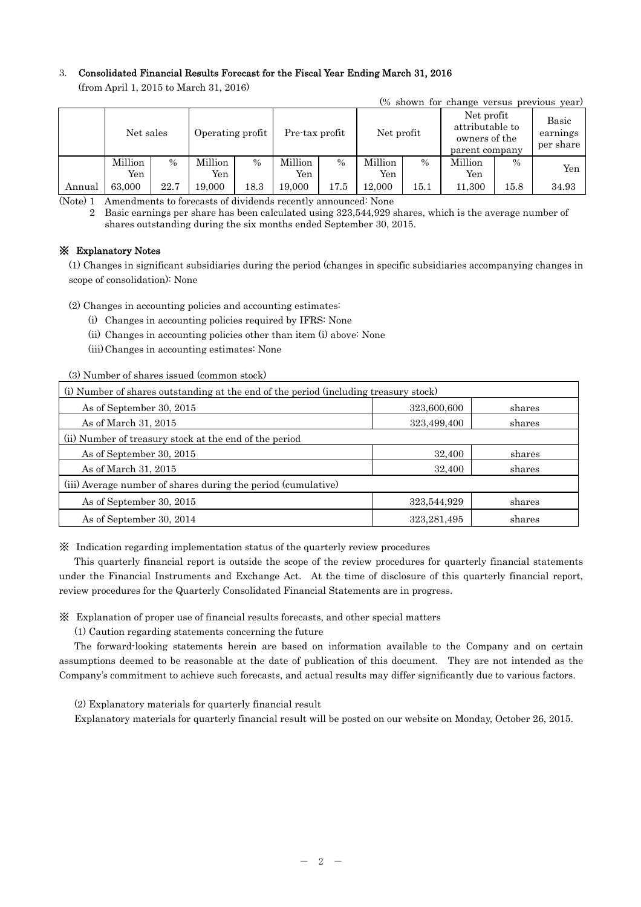### 3. Consolidated Financial Results Forecast for the Fiscal Year Ending March 31, 2016

(from April 1, 2015 to March 31, 2016)

(% shown for change versus previous year)

| | Net sales | | Operating profit | | Pre-tax profit | | Net profit | | Net profit attributable to owners of the parent company | | Basic earnings per share |
|---|---|---|---|---|---|---|---|---|---|---|---|
| | Million Yen | % | Million Yen | % | Million Yen | % | Million Yen | % | Million Yen | % | Yen |
| Annual | 63,000 | 22.7 | 19,000 | 18.3 | 19,000 | 17.5 | 12,000 | 15.1 | 11,300 | 15.8 | 34.93 |

(Note) 1 Amendments to forecasts of dividends recently announced: None

2 Basic earnings per share has been calculated using 323,544,929 shares, which is the average number of shares outstanding during the six months ended September 30, 2015.

### ※ Explanatory Notes

(1) Changes in significant subsidiaries during the period (changes in specific subsidiaries accompanying changes in scope of consolidation): None

(2) Changes in accounting policies and accounting estimates:

(i) Changes in accounting policies required by IFRS: None

(ii) Changes in accounting policies other than item (i) above: None

(iii) Changes in accounting estimates: None

(3) Number of shares issued (common stock)

| (i) Number of shares outstanding at the end of the period (including treasury stock) | | |
|---|---|---|
| As of September 30, 2015 | 323,600,600 | shares |
| As of March 31, 2015 | 323,499,400 | shares |
| (ii) Number of treasury stock at the end of the period | | |
| As of September 30, 2015 | 32,400 | shares |
| As of March 31, 2015 | 32,400 | shares |
| (iii) Average number of shares during the period (cumulative) | | |
| As of September 30, 2015 | 323,544,929 | shares |
| As of September 30, 2014 | 323,281,495 | shares |

※ Indication regarding implementation status of the quarterly review procedures

This quarterly financial report is outside the scope of the review procedures for quarterly financial statements under the Financial Instruments and Exchange Act. At the time of disclosure of this quarterly financial report, review procedures for the Quarterly Consolidated Financial Statements are in progress.

※ Explanation of proper use of financial results forecasts, and other special matters

(1) Caution regarding statements concerning the future

The forward-looking statements herein are based on information available to the Company and on certain assumptions deemed to be reasonable at the date of publication of this document. They are not intended as the Company's commitment to achieve such forecasts, and actual results may differ significantly due to various factors.

(2) Explanatory materials for quarterly financial result

Explanatory materials for quarterly financial result will be posted on our website on Monday, October 26, 2015.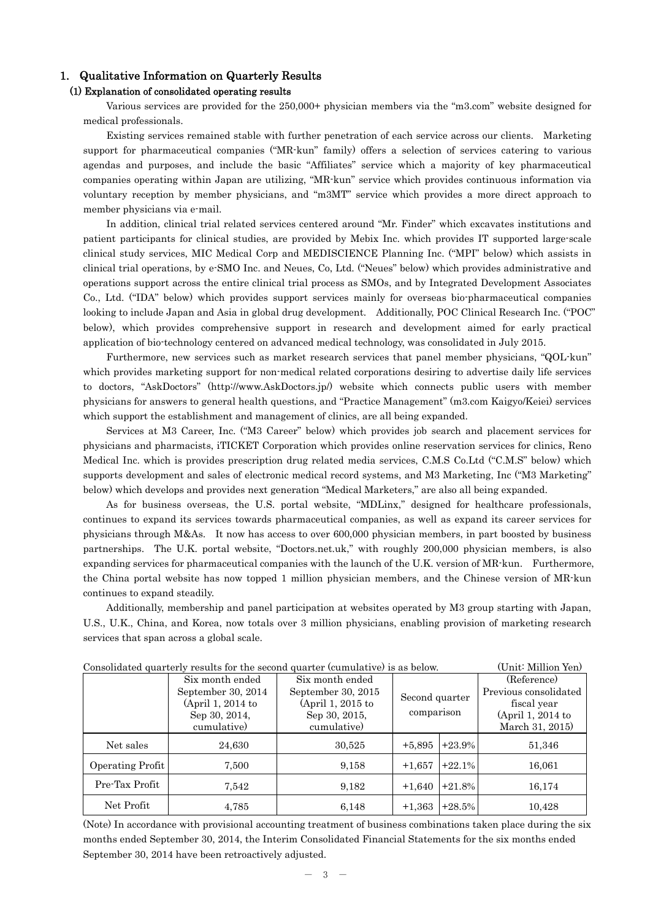## 1. Qualitative Information on Quarterly Results

### (1) Explanation of consolidated operating results

Various services are provided for the 250,000+ physician members via the "m3.com" website designed for medical professionals.

Existing services remained stable with further penetration of each service across our clients. Marketing support for pharmaceutical companies ("MR-kun" family) offers a selection of services catering to various agendas and purposes, and include the basic "Affiliates" service which a majority of key pharmaceutical companies operating within Japan are utilizing, "MR-kun" service which provides continuous information via voluntary reception by member physicians, and "m3MT" service which provides a more direct approach to member physicians via e-mail.

In addition, clinical trial related services centered around "Mr. Finder" which excavates institutions and patient participants for clinical studies, are provided by Mebix Inc. which provides IT supported large-scale clinical study services, MIC Medical Corp and MEDISCIENCE Planning Inc. ("MPI" below) which assists in clinical trial operations, by e-SMO Inc. and Neues, Co, Ltd. ("Neues" below) which provides administrative and operations support across the entire clinical trial process as SMOs, and by Integrated Development Associates Co., Ltd. ("IDA" below) which provides support services mainly for overseas bio-pharmaceutical companies looking to include Japan and Asia in global drug development. Additionally, POC Clinical Research Inc. ("POC" below), which provides comprehensive support in research and development aimed for early practical application of bio-technology centered on advanced medical technology, was consolidated in July 2015.

Furthermore, new services such as market research services that panel member physicians, "QOL-kun" which provides marketing support for non-medical related corporations desiring to advertise daily life services to doctors, "AskDoctors" (http://www.AskDoctors.jp/) website which connects public users with member physicians for answers to general health questions, and "Practice Management" (m3.com Kaigyo/Keiei) services which support the establishment and management of clinics, are all being expanded.

Services at M3 Career, Inc. ("M3 Career" below) which provides job search and placement services for physicians and pharmacists, iTICKET Corporation which provides online reservation services for clinics, Reno Medical Inc. which is provides prescription drug related media services, C.M.S Co.Ltd ("C.M.S" below) which supports development and sales of electronic medical record systems, and M3 Marketing, Inc ("M3 Marketing" below) which develops and provides next generation "Medical Marketers," are also all being expanded.

As for business overseas, the U.S. portal website, "MDLinx," designed for healthcare professionals, continues to expand its services towards pharmaceutical companies, as well as expand its career services for physicians through M&As. It now has access to over 600,000 physician members, in part boosted by business partnerships. The U.K. portal website, "Doctors.net.uk," with roughly 200,000 physician members, is also expanding services for pharmaceutical companies with the launch of the U.K. version of MR-kun. Furthermore, the China portal website has now topped 1 million physician members, and the Chinese version of MR-kun continues to expand steadily.

Additionally, membership and panel participation at websites operated by M3 group starting with Japan, U.S., U.K., China, and Korea, now totals over 3 million physicians, enabling provision of marketing research services that span across a global scale.

Consolidated quarterly results for the second quarter (cumulative) is as below. (Unit: Million Yen)

| | Six month ended September 30, 2014 (April 1, 2014 to Sep 30, 2014, cumulative) | Six month ended September 30, 2015 (April 1, 2015 to Sep 30, 2015, cumulative) | Second quarter comparison | | (Reference) Previous consolidated fiscal year (April 1, 2014 to March 31, 2015) |
|---|---|---|---|---|---|
| Net sales | 24,630 | 30,525 | +5,895 | +23.9% | 51,346 |
| Operating Profit | 7,500 | 9,158 | +1,657 | +22.1% | 16,061 |
| Pre-Tax Profit | 7,542 | 9,182 | +1,640 | +21.8% | 16,174 |
| Net Profit | 4,785 | 6,148 | +1,363 | +28.5% | 10,428 |

(Note) In accordance with provisional accounting treatment of business combinations taken place during the six months ended September 30, 2014, the Interim Consolidated Financial Statements for the six months ended September 30, 2014 have been retroactively adjusted.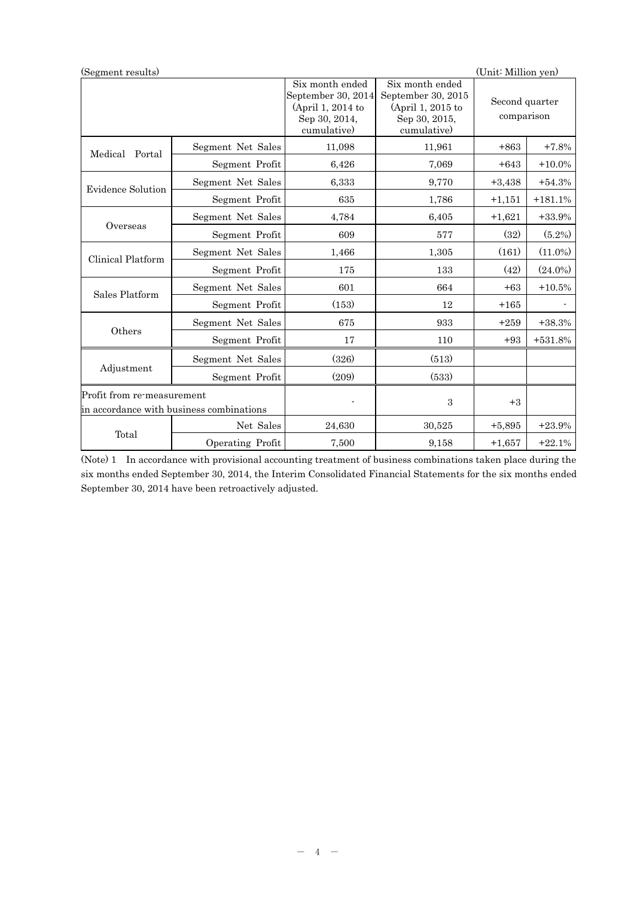(Segment results) (Unit: Million yen)

| | | Six month ended September 30, 2014 (April 1, 2014 to Sep 30, 2014, cumulative) | Six month ended September 30, 2015 (April 1, 2015 to Sep 30, 2015, cumulative) | Second quarter comparison | |
|---|---|---|---|---|---|
| Medical Portal | Segment Net Sales | 11,098 | 11,961 | +863 | +7.8% |
| | Segment Profit | 6,426 | 7,069 | +643 | +10.0% |
| Evidence Solution | Segment Net Sales | 6,333 | 9,770 | +3,438 | +54.3% |
| | Segment Profit | 635 | 1,786 | +1,151 | +181.1% |
| Overseas | Segment Net Sales | 4,784 | 6,405 | +1,621 | +33.9% |
| | Segment Profit | 609 | 577 | (32) | (5.2%) |
| Clinical Platform | Segment Net Sales | 1,466 | 1,305 | (161) | (11.0%) |
| | Segment Profit | 175 | 133 | (42) | (24.0%) |
| Sales Platform | Segment Net Sales | 601 | 664 | +63 | +10.5% |
| | Segment Profit | (153) | 12 | +165 | - |
| Others | Segment Net Sales | 675 | 933 | +259 | +38.3% |
| | Segment Profit | 17 | 110 | +93 | +531.8% |
| Adjustment | Segment Net Sales | (326) | (513) | | |
| | Segment Profit | (209) | (533) | | |
| Profit from re-measurement in accordance with business combinations | | - | 3 | +3 | |
| Total | Net Sales | 24,630 | 30,525 | +5,895 | +23.9% |
| | Operating Profit | 7,500 | 9,158 | +1,657 | +22.1% |

(Note) 1 In accordance with provisional accounting treatment of business combinations taken place during the six months ended September 30, 2014, the Interim Consolidated Financial Statements for the six months ended September 30, 2014 have been retroactively adjusted.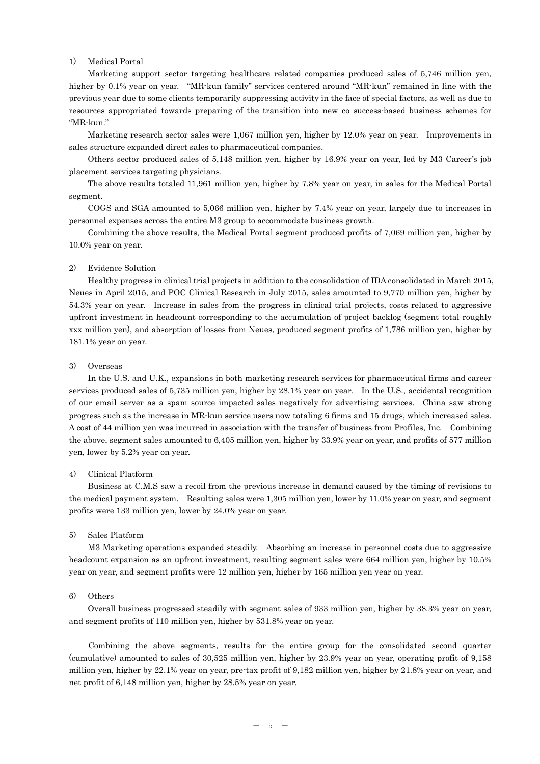1) Medical Portal

Marketing support sector targeting healthcare related companies produced sales of 5,746 million yen, higher by 0.1% year on year. "MR-kun family" services centered around "MR-kun" remained in line with the previous year due to some clients temporarily suppressing activity in the face of special factors, as well as due to resources appropriated towards preparing of the transition into new co success-based business schemes for "MR-kun."

Marketing research sector sales were 1,067 million yen, higher by 12.0% year on year. Improvements in sales structure expanded direct sales to pharmaceutical companies.

Others sector produced sales of 5,148 million yen, higher by 16.9% year on year, led by M3 Career's job placement services targeting physicians.

The above results totaled 11,961 million yen, higher by 7.8% year on year, in sales for the Medical Portal segment.

COGS and SGA amounted to 5,066 million yen, higher by 7.4% year on year, largely due to increases in personnel expenses across the entire M3 group to accommodate business growth.

Combining the above results, the Medical Portal segment produced profits of 7,069 million yen, higher by 10.0% year on year.

2) Evidence Solution

Healthy progress in clinical trial projects in addition to the consolidation of IDA consolidated in March 2015, Neues in April 2015, and POC Clinical Research in July 2015, sales amounted to 9,770 million yen, higher by 54.3% year on year. Increase in sales from the progress in clinical trial projects, costs related to aggressive upfront investment in headcount corresponding to the accumulation of project backlog (segment total roughly xxx million yen), and absorption of losses from Neues, produced segment profits of 1,786 million yen, higher by 181.1% year on year.

3) Overseas

In the U.S. and U.K., expansions in both marketing research services for pharmaceutical firms and career services produced sales of 5,735 million yen, higher by 28.1% year on year. In the U.S., accidental recognition of our email server as a spam source impacted sales negatively for advertising services. China saw strong progress such as the increase in MR-kun service users now totaling 6 firms and 15 drugs, which increased sales. A cost of 44 million yen was incurred in association with the transfer of business from Profiles, Inc. Combining the above, segment sales amounted to 6,405 million yen, higher by 33.9% year on year, and profits of 577 million yen, lower by 5.2% year on year.

4) Clinical Platform

Business at C.M.S saw a recoil from the previous increase in demand caused by the timing of revisions to the medical payment system. Resulting sales were 1,305 million yen, lower by 11.0% year on year, and segment profits were 133 million yen, lower by 24.0% year on year.

5) Sales Platform

M3 Marketing operations expanded steadily. Absorbing an increase in personnel costs due to aggressive headcount expansion as an upfront investment, resulting segment sales were 664 million yen, higher by 10.5% year on year, and segment profits were 12 million yen, higher by 165 million yen year on year.

6) Others

Overall business progressed steadily with segment sales of 933 million yen, higher by 38.3% year on year, and segment profits of 110 million yen, higher by 531.8% year on year.

Combining the above segments, results for the entire group for the consolidated second quarter (cumulative) amounted to sales of 30,525 million yen, higher by 23.9% year on year, operating profit of 9,158 million yen, higher by 22.1% year on year, pre-tax profit of 9,182 million yen, higher by 21.8% year on year, and net profit of 6,148 million yen, higher by 28.5% year on year.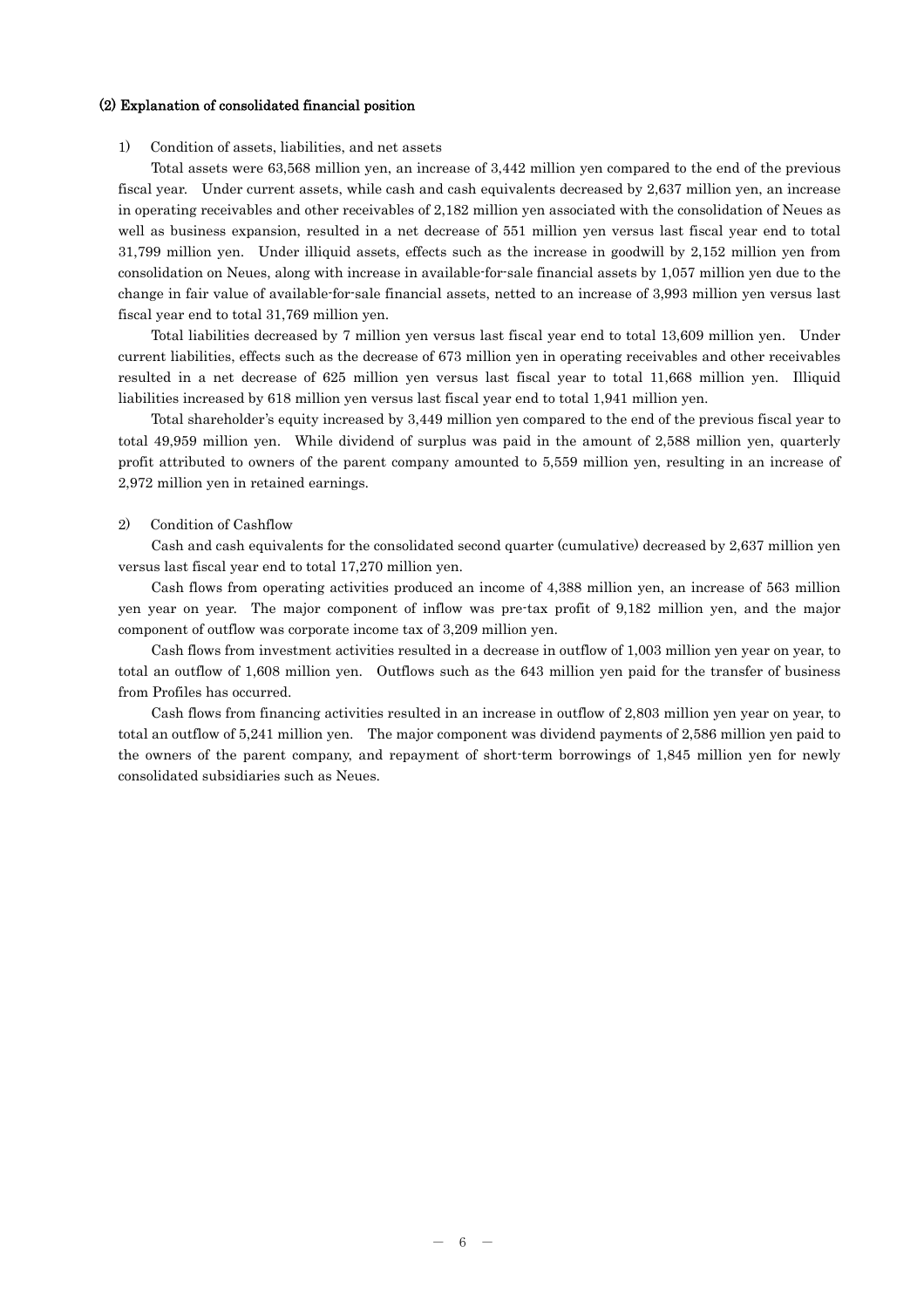### (2) Explanation of consolidated financial position

1) Condition of assets, liabilities, and net assets

Total assets were 63,568 million yen, an increase of 3,442 million yen compared to the end of the previous fiscal year. Under current assets, while cash and cash equivalents decreased by 2,637 million yen, an increase in operating receivables and other receivables of 2,182 million yen associated with the consolidation of Neues as well as business expansion, resulted in a net decrease of 551 million yen versus last fiscal year end to total 31,799 million yen. Under illiquid assets, effects such as the increase in goodwill by 2,152 million yen from consolidation on Neues, along with increase in available-for-sale financial assets by 1,057 million yen due to the change in fair value of available-for-sale financial assets, netted to an increase of 3,993 million yen versus last fiscal year end to total 31,769 million yen.

Total liabilities decreased by 7 million yen versus last fiscal year end to total 13,609 million yen. Under current liabilities, effects such as the decrease of 673 million yen in operating receivables and other receivables resulted in a net decrease of 625 million yen versus last fiscal year to total 11,668 million yen. Illiquid liabilities increased by 618 million yen versus last fiscal year end to total 1,941 million yen.

Total shareholder's equity increased by 3,449 million yen compared to the end of the previous fiscal year to total 49,959 million yen. While dividend of surplus was paid in the amount of 2,588 million yen, quarterly profit attributed to owners of the parent company amounted to 5,559 million yen, resulting in an increase of 2,972 million yen in retained earnings.

2) Condition of Cashflow

Cash and cash equivalents for the consolidated second quarter (cumulative) decreased by 2,637 million yen versus last fiscal year end to total 17,270 million yen.

Cash flows from operating activities produced an income of 4,388 million yen, an increase of 563 million yen year on year. The major component of inflow was pre-tax profit of 9,182 million yen, and the major component of outflow was corporate income tax of 3,209 million yen.

Cash flows from investment activities resulted in a decrease in outflow of 1,003 million yen year on year, to total an outflow of 1,608 million yen. Outflows such as the 643 million yen paid for the transfer of business from Profiles has occurred.

Cash flows from financing activities resulted in an increase in outflow of 2,803 million yen year on year, to total an outflow of 5,241 million yen. The major component was dividend payments of 2,586 million yen paid to the owners of the parent company, and repayment of short-term borrowings of 1,845 million yen for newly consolidated subsidiaries such as Neues.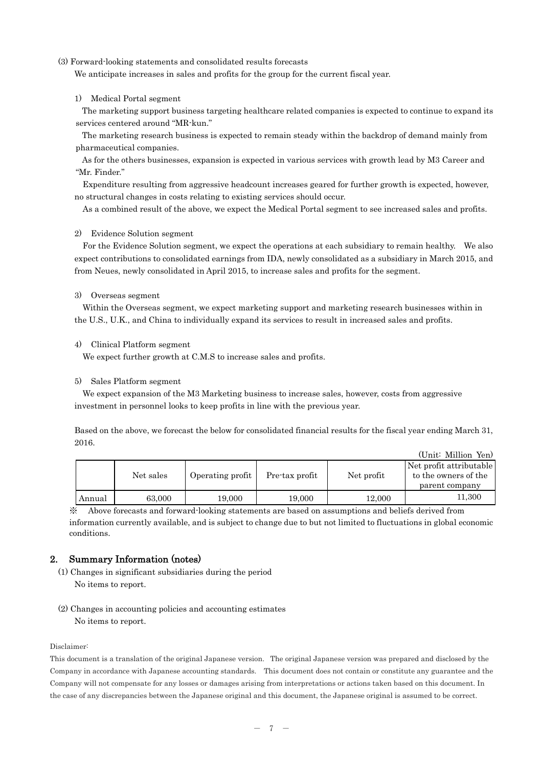(3) Forward-looking statements and consolidated results forecasts

We anticipate increases in sales and profits for the group for the current fiscal year.

1) Medical Portal segment

The marketing support business targeting healthcare related companies is expected to continue to expand its services centered around "MR-kun."

The marketing research business is expected to remain steady within the backdrop of demand mainly from pharmaceutical companies.

As for the others businesses, expansion is expected in various services with growth lead by M3 Career and "Mr. Finder."

Expenditure resulting from aggressive headcount increases geared for further growth is expected, however, no structural changes in costs relating to existing services should occur.

As a combined result of the above, we expect the Medical Portal segment to see increased sales and profits.

2) Evidence Solution segment

For the Evidence Solution segment, we expect the operations at each subsidiary to remain healthy. We also expect contributions to consolidated earnings from IDA, newly consolidated as a subsidiary in March 2015, and from Neues, newly consolidated in April 2015, to increase sales and profits for the segment.

3) Overseas segment

Within the Overseas segment, we expect marketing support and marketing research businesses within in the U.S., U.K., and China to individually expand its services to result in increased sales and profits.

4) Clinical Platform segment

We expect further growth at C.M.S to increase sales and profits.

5) Sales Platform segment

We expect expansion of the M3 Marketing business to increase sales, however, costs from aggressive investment in personnel looks to keep profits in line with the previous year.

Based on the above, we forecast the below for consolidated financial results for the fiscal year ending March 31, 2016.

(Unit: Million Yen)

| | Net sales | Operating profit | Pre-tax profit | Net profit | Net profit attributable to the owners of the parent company |
|---|---|---|---|---|---|
| Annual | 63,000 | 19,000 | 19,000 | 12,000 | 11,300 |

※ Above forecasts and forward-looking statements are based on assumptions and beliefs derived from information currently available, and is subject to change due to but not limited to fluctuations in global economic conditions.

## 2. Summary Information (notes)

(1) Changes in significant subsidiaries during the period

No items to report.

(2) Changes in accounting policies and accounting estimates

No items to report.

Disclaimer:

This document is a translation of the original Japanese version. The original Japanese version was prepared and disclosed by the Company in accordance with Japanese accounting standards. This document does not contain or constitute any guarantee and the Company will not compensate for any losses or damages arising from interpretations or actions taken based on this document. In the case of any discrepancies between the Japanese original and this document, the Japanese original is assumed to be correct.